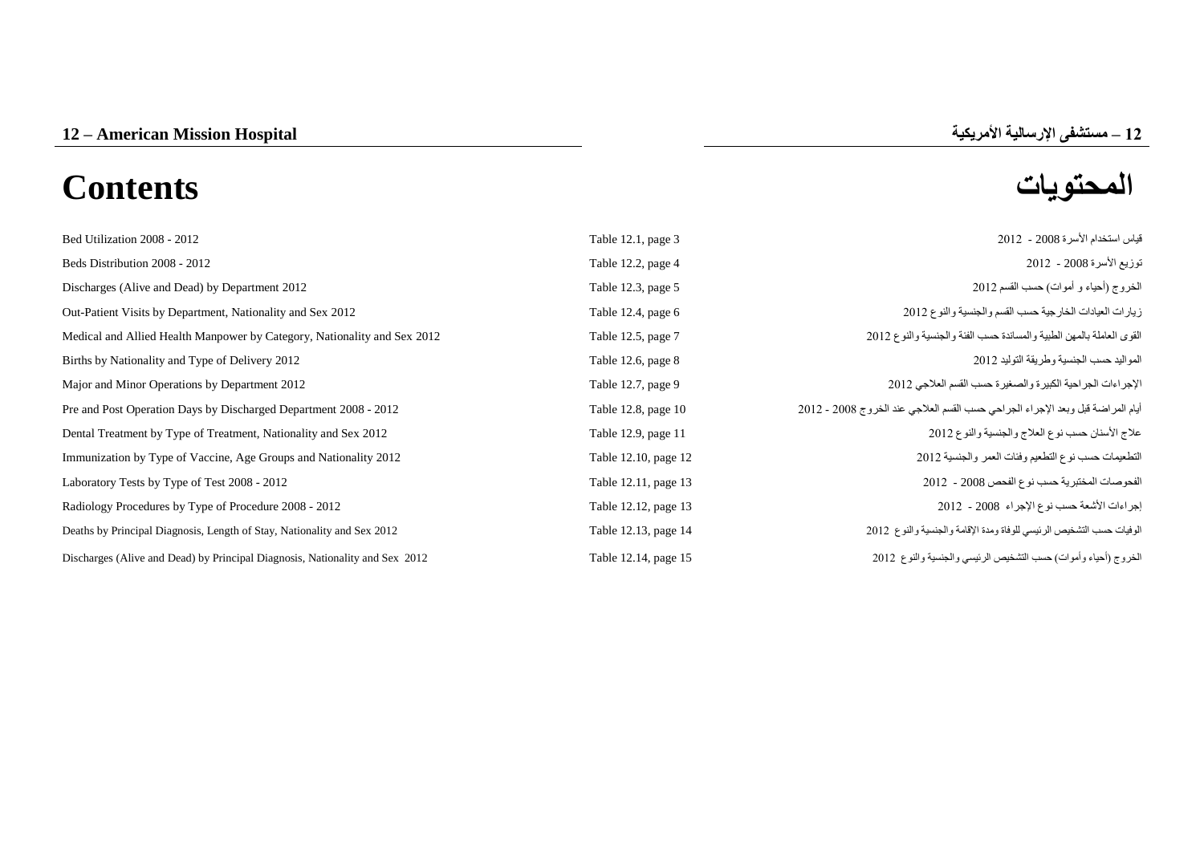## 12 – American Mission Hospital

## 12 – مستشفى الإرسالية الأمريكية

# Contents

# المحتويات

| | | |
|---|---|---|
| Bed Utilization 2008 - 2012 | Table 12.1, page 3 | قياس استخدام الأسرة 2008 - 2012 |
| Beds Distribution 2008 - 2012 | Table 12.2, page 4 | توزيع الأسرة 2008 - 2012 |
| Discharges (Alive and Dead) by Department 2012 | Table 12.3, page 5 | الخروج (أحياء و أموات) حسب القسم 2012 |
| Out-Patient Visits by Department, Nationality and Sex 2012 | Table 12.4, page 6 | زيارات العيادات الخارجية حسب القسم والجنسية والنوع 2012 |
| Medical and Allied Health Manpower by Category, Nationality and Sex 2012 | Table 12.5, page 7 | القوى العاملة بالمهن الطبية والمساندة حسب الفئة والجنسية والنوع 2012 |
| Births by Nationality and Type of Delivery 2012 | Table 12.6, page 8 | المواليد حسب الجنسية وطريقة التوليد 2012 |
| Major and Minor Operations by Department 2012 | Table 12.7, page 9 | الإجراءات الجراحية الكبيرة والصغيرة حسب القسم العلاجي 2012 |
| Pre and Post Operation Days by Discharged Department 2008 - 2012 | Table 12.8, page 10 | أيام المراضة قبل وبعد الإجراء الجراحي حسب القسم العلاجي عند الخروج 2008 - 2012 |
| Dental Treatment by Type of Treatment, Nationality and Sex 2012 | Table 12.9, page 11 | علاج الأسنان حسب نوع العلاج والجنسية والنوع 2012 |
| Immunization by Type of Vaccine, Age Groups and Nationality 2012 | Table 12.10, page 12 | التطعيمات حسب نوع التطعيم وفئات العمر والجنسية 2012 |
| Laboratory Tests by Type of Test 2008 - 2012 | Table 12.11, page 13 | الفحوصات المختبرية حسب نوع الفحص 2008 - 2012 |
| Radiology Procedures by Type of Procedure 2008 - 2012 | Table 12.12, page 13 | إجراءات الأشعة حسب نوع الإجراء 2008 - 2012 |
| Deaths by Principal Diagnosis, Length of Stay, Nationality and Sex 2012 | Table 12.13, page 14 | الوفيات حسب التشخيص الرئيسي للوفاة ومدة الإقامة والجنسية والنوع 2012 |
| Discharges (Alive and Dead) by Principal Diagnosis, Nationality and Sex 2012 | Table 12.14, page 15 | الخروج (أحياء وأموات) حسب التشخيص الرئيسي والجنسية والنوع 2012 |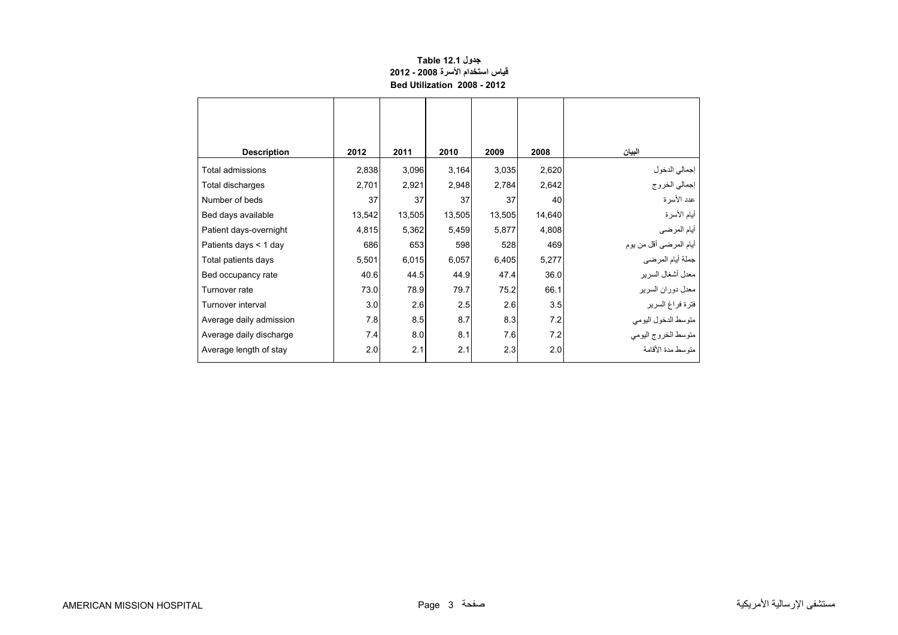**جدول Table 12.1**

**قياس استخدام الأسرة 2008 - 2012**

**Bed Utilization 2008 - 2012**

| Description | 2012 | 2011 | 2010 | 2009 | 2008 | البيان |
|---|---|---|---|---|---|---|
| Total admissions | 2,838 | 3,096 | 3,164 | 3,035 | 2,620 | إجمالي الدخول |
| Total discharges | 2,701 | 2,921 | 2,948 | 2,784 | 2,642 | إجمالي الخروج |
| Number of beds | 37 | 37 | 37 | 37 | 40 | عدد الأسرة |
| Bed days available | 13,542 | 13,505 | 13,505 | 13,505 | 14,640 | أيام الأسرة |
| Patient days-overnight | 4,815 | 5,362 | 5,459 | 5,877 | 4,808 | أيام المرضى |
| Patients days < 1 day | 686 | 653 | 598 | 528 | 469 | أيام المرضى أقل من يوم |
| Total patients days | 5,501 | 6,015 | 6,057 | 6,405 | 5,277 | جملة أيام المرضى |
| Bed occupancy rate | 40.6 | 44.5 | 44.9 | 47.4 | 36.0 | معدل أشغال السرير |
| Turnover rate | 73.0 | 78.9 | 79.7 | 75.2 | 66.1 | معدل دوران السرير |
| Turnover interval | 3.0 | 2.6 | 2.5 | 2.6 | 3.5 | فترة فراغ السرير |
| Average daily admission | 7.8 | 8.5 | 8.7 | 8.3 | 7.2 | متوسط الدخول اليومي |
| Average daily discharge | 7.4 | 8.0 | 8.1 | 7.6 | 7.2 | متوسط الخروج اليومي |
| Average length of stay | 2.0 | 2.1 | 2.1 | 2.3 | 2.0 | متوسط مدة الأقامة |

AMERICAN MISSION HOSPITAL　　　　　　　　　　　　　　　　　　　　　　　　　　　　　　　　　　　　　　　　　　　　　　　　　　　　　　　　　　　　　　　　　　　　　　　　　　　　　　　　　　مستشفى الإرسالية الأمريكية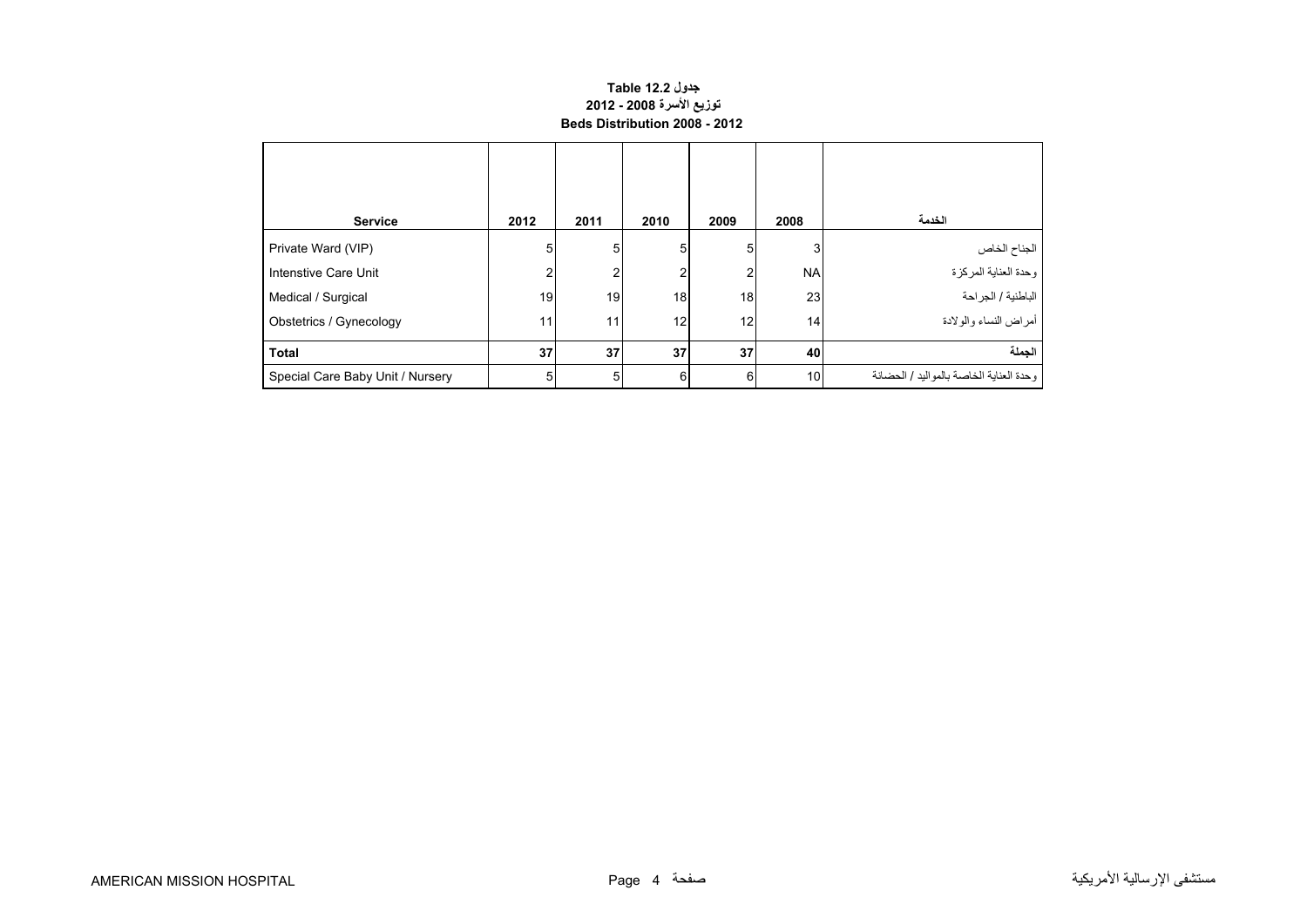**جدول Table 12.2**

**توزيع الأسرة 2008 - 2012**

**Beds Distribution 2008 - 2012**

| Service | 2012 | 2011 | 2010 | 2009 | 2008 | الخدمة |
|---|---|---|---|---|---|---|
| Private Ward (VIP) | 5 | 5 | 5 | 5 | 3 | الجناح الخاص |
| Intenstive Care Unit | 2 | 2 | 2 | 2 | NA | وحدة العناية المركزة |
| Medical / Surgical | 19 | 19 | 18 | 18 | 23 | الباطنية / الجراحة |
| Obstetrics / Gynecology | 11 | 11 | 12 | 12 | 14 | أمراض النساء والولادة |
| **Total** | **37** | **37** | **37** | **37** | **40** | **الجملة** |
| Special Care Baby Unit / Nursery | 5 | 5 | 6 | 6 | 10 | وحدة العناية الخاصة بالمواليد / الحضانة |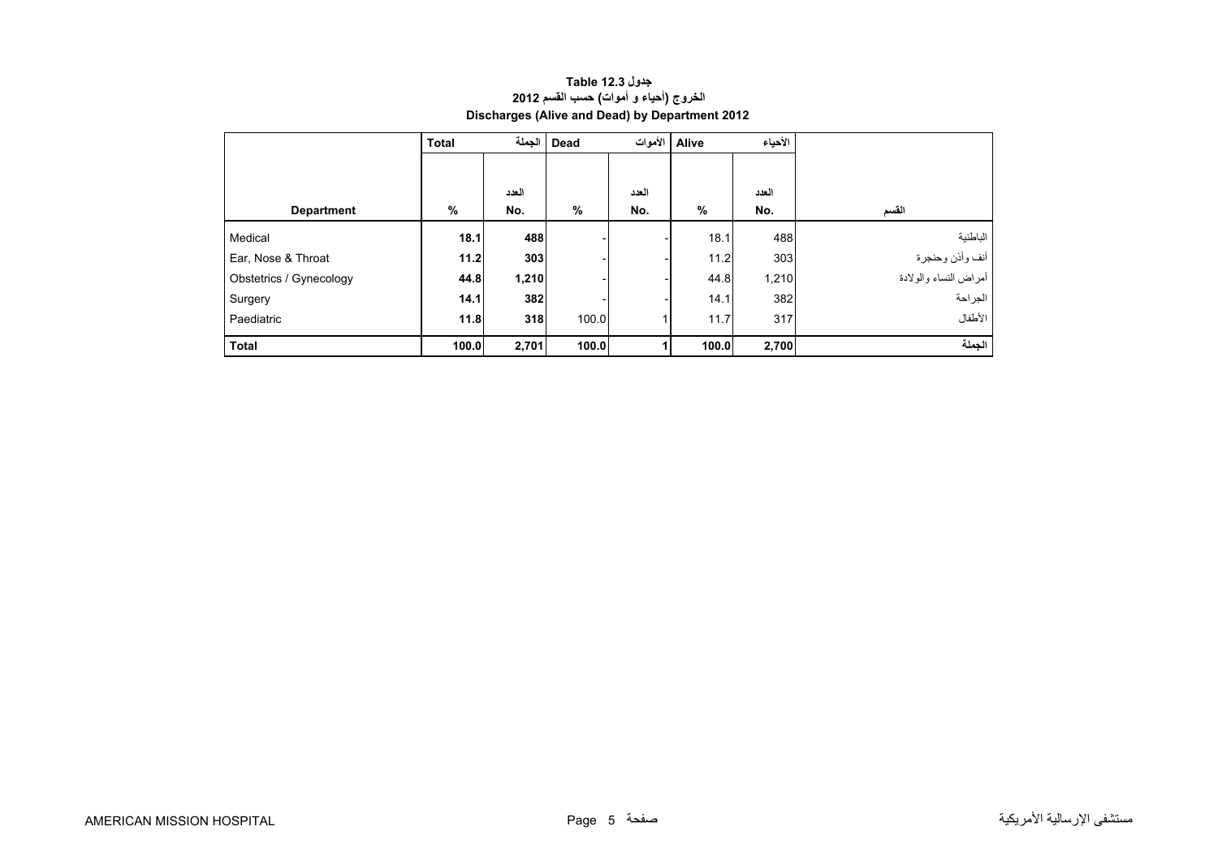**جدول 12.3 Table**

**الخروج (أحياء و أموات) حسب القسم 2012**

**Discharges (Alive and Dead) by Department 2012**

| | Total | الجملة | Dead | الأموات | Alive | الأحياء | |
|---|---|---|---|---|---|---|---|
| | | العدد | | العدد | | العدد | |
| **Department** | **%** | **No.** | **%** | **No.** | **%** | **No.** | **القسم** |
| Medical | **18.1** | **488** | - | - | 18.1 | 488 | الباطنية |
| Ear, Nose & Throat | **11.2** | **303** | - | - | 11.2 | 303 | أنف وأذن وحنجرة |
| Obstetrics / Gynecology | **44.8** | **1,210** | - | - | 44.8 | 1,210 | أمراض النساء والولادة |
| Surgery | **14.1** | **382** | - | - | 14.1 | 382 | الجراحة |
| Paediatric | **11.8** | **318** | 100.0 | 1 | 11.7 | 317 | الأطفال |
| **Total** | **100.0** | **2,701** | **100.0** | **1** | **100.0** | **2,700** | **الجملة** |

AMERICAN MISSION HOSPITAL مستشفى الإرسالية الأمريكية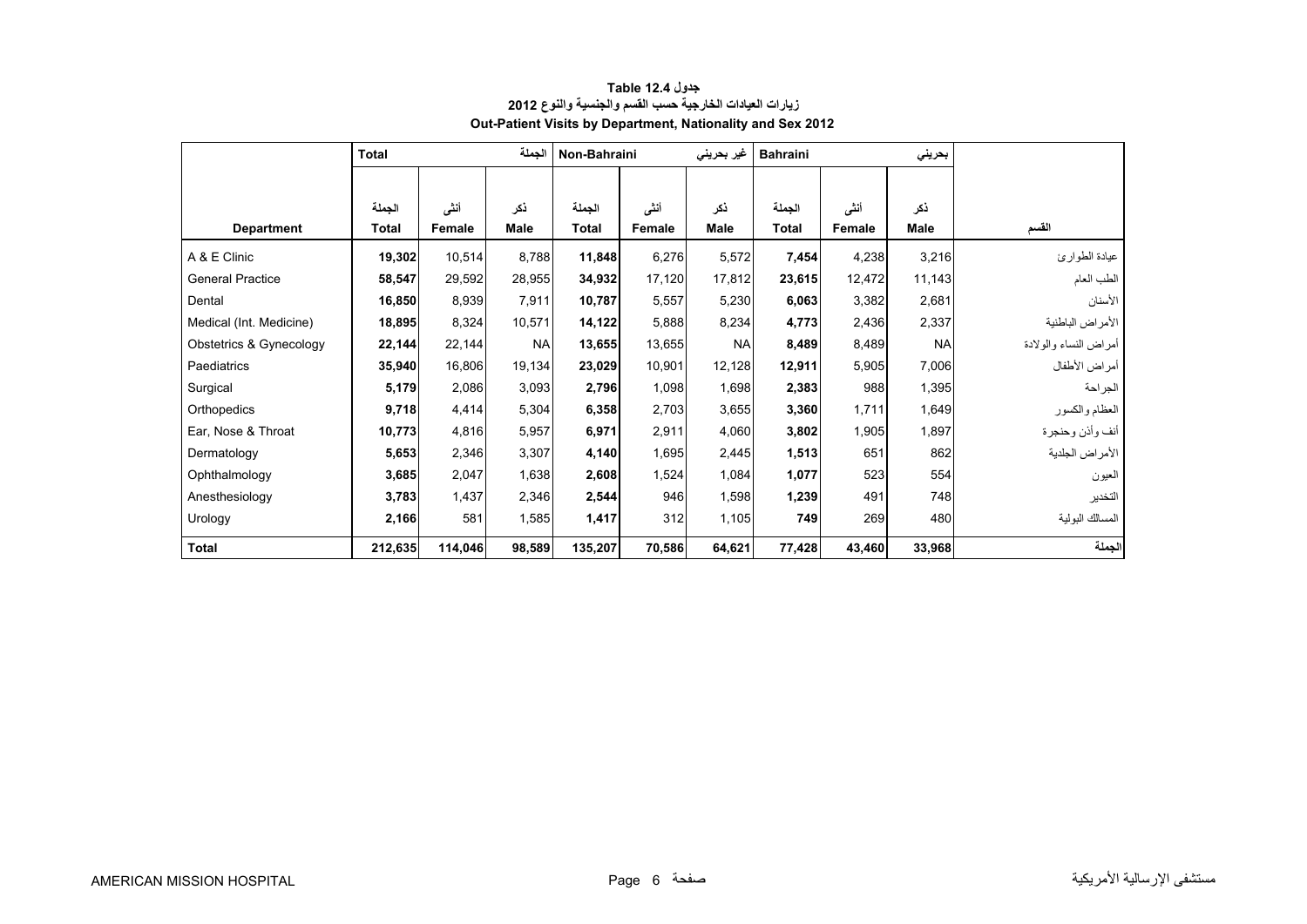**جدول Table 12.4**

**زيارات العيادات الخارجية حسب القسم والجنسية والنوع 2012**

**Out-Patient Visits by Department, Nationality and Sex 2012**

| | Total | | الجملة | Non-Bahraini | | غير بحريني | Bahraini | | بحريني | |
|---|---|---|---|---|---|---|---|---|---|---|
| **Department** | الجملة **Total** | أنثى **Female** | ذكر **Male** | الجملة **Total** | أنثى **Female** | ذكر **Male** | الجملة **Total** | أنثى **Female** | ذكر **Male** | **القسم** |
| A & E Clinic | **19,302** | 10,514 | 8,788 | **11,848** | 6,276 | 5,572 | **7,454** | 4,238 | 3,216 | عيادة الطوارئ |
| General Practice | **58,547** | 29,592 | 28,955 | **34,932** | 17,120 | 17,812 | **23,615** | 12,472 | 11,143 | الطب العام |
| Dental | **16,850** | 8,939 | 7,911 | **10,787** | 5,557 | 5,230 | **6,063** | 3,382 | 2,681 | الأسنان |
| Medical (Int. Medicine) | **18,895** | 8,324 | 10,571 | **14,122** | 5,888 | 8,234 | **4,773** | 2,436 | 2,337 | الأمراض الباطنية |
| Obstetrics & Gynecology | **22,144** | 22,144 | NA | **13,655** | 13,655 | NA | **8,489** | 8,489 | NA | أمراض النساء والولادة |
| Paediatrics | **35,940** | 16,806 | 19,134 | **23,029** | 10,901 | 12,128 | **12,911** | 5,905 | 7,006 | أمراض الأطفال |
| Surgical | **5,179** | 2,086 | 3,093 | **2,796** | 1,098 | 1,698 | **2,383** | 988 | 1,395 | الجراحة |
| Orthopedics | **9,718** | 4,414 | 5,304 | **6,358** | 2,703 | 3,655 | **3,360** | 1,711 | 1,649 | العظام والكسور |
| Ear, Nose & Throat | **10,773** | 4,816 | 5,957 | **6,971** | 2,911 | 4,060 | **3,802** | 1,905 | 1,897 | أنف وأذن وحنجرة |
| Dermatology | **5,653** | 2,346 | 3,307 | **4,140** | 1,695 | 2,445 | **1,513** | 651 | 862 | الأمراض الجلدية |
| Ophthalmology | **3,685** | 2,047 | 1,638 | **2,608** | 1,524 | 1,084 | **1,077** | 523 | 554 | العيون |
| Anesthesiology | **3,783** | 1,437 | 2,346 | **2,544** | 946 | 1,598 | **1,239** | 491 | 748 | التخدير |
| Urology | **2,166** | 581 | 1,585 | **1,417** | 312 | 1,105 | **749** | 269 | 480 | المسالك البولية |
| **Total** | **212,635** | **114,046** | **98,589** | **135,207** | **70,586** | **64,621** | **77,428** | **43,460** | **33,968** | **الجملة** |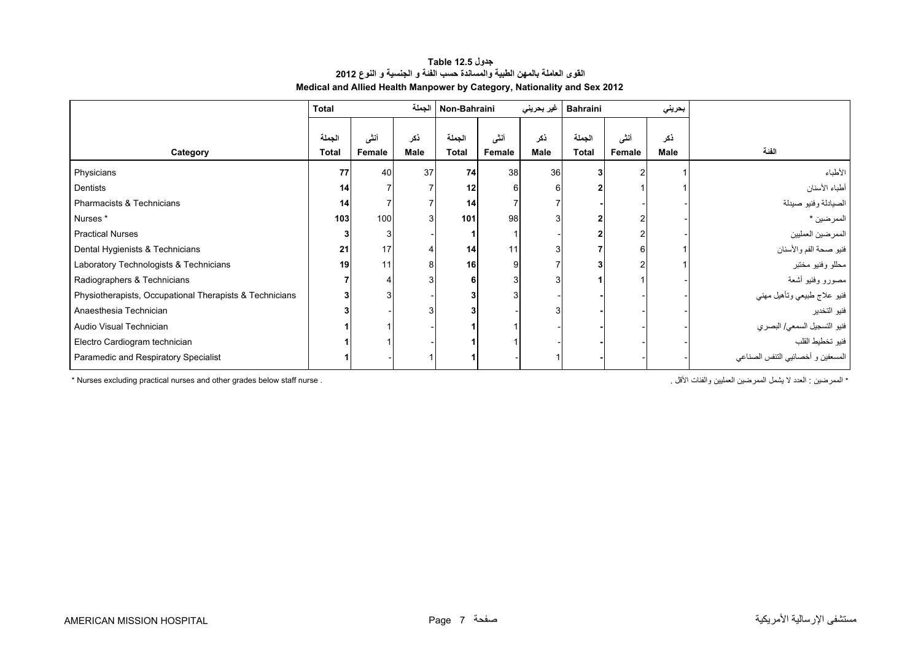**جدول 12.5 Table**

**القوى العاملة بالمهن الطبية والمساندة حسب الفئة و الجنسية و النوع 2012**

**Medical and Allied Health Manpower by Category, Nationality and Sex 2012**

| | Total الجملة | | | Non-Bahraini غير بحريني | | | Bahraini بحريني | | | |
|---|---|---|---|---|---|---|---|---|---|---|
| Category | الجملة Total | أنثى Female | ذكر Male | الجملة Total | أنثى Female | ذكر Male | الجملة Total | أنثى Female | ذكر Male | الفئة |
| Physicians | **77** | 40 | 37 | **74** | 38 | 36 | **3** | 2 | 1 | الأطباء |
| Dentists | **14** | 7 | 7 | **12** | 6 | 6 | **2** | 1 | 1 | أطباء الأسنان |
| Pharmacists & Technicians | **14** | 7 | 7 | **14** | 7 | 7 | **-** | - | - | الصيادلة وفنيو صيدلة |
| Nurses * | **103** | 100 | 3 | **101** | 98 | 3 | **2** | 2 | - | الممرضين * |
| Practical Nurses | **3** | 3 | - | **1** | 1 | - | **2** | 2 | - | الممرضين العمليين |
| Dental Hygienists & Technicians | **21** | 17 | 4 | **14** | 11 | 3 | **7** | 6 | 1 | فنيو صحة الفم والأسنان |
| Laboratory Technologists & Technicians | **19** | 11 | 8 | **16** | 9 | 7 | **3** | 2 | 1 | محللو وفنيو مختبر |
| Radiographers & Technicians | **7** | 4 | 3 | **6** | 3 | 3 | **1** | 1 | - | مصورو وفنيو أشعة |
| Physiotherapists, Occupational Therapists & Technicians | **3** | 3 | - | **3** | 3 | - | **-** | - | - | فنيو علاج طبيعي وتأهيل مهني |
| Anaesthesia Technician | **3** | - | 3 | **3** | - | 3 | **-** | - | - | فنيو التخدير |
| Audio Visual Technician | **1** | 1 | - | **1** | 1 | - | **-** | - | - | فنيو التسجيل السمعي/ البصري |
| Electro Cardiogram technician | **1** | 1 | - | **1** | 1 | - | **-** | - | - | فنيو تخطيط القلب |
| Paramedic and Respiratory Specialist | **1** | - | 1 | **1** | - | 1 | **-** | - | - | المسعفين و أخصائيي التنفس الصناعي |

* Nurses excluding practical nurses and other grades below staff nurse .

* الممرضين : العدد لا يشمل الممرضين العمليين والفئات الأقل .

AMERICAN MISSION HOSPITAL — مستشفى الإرسالية الأمريكية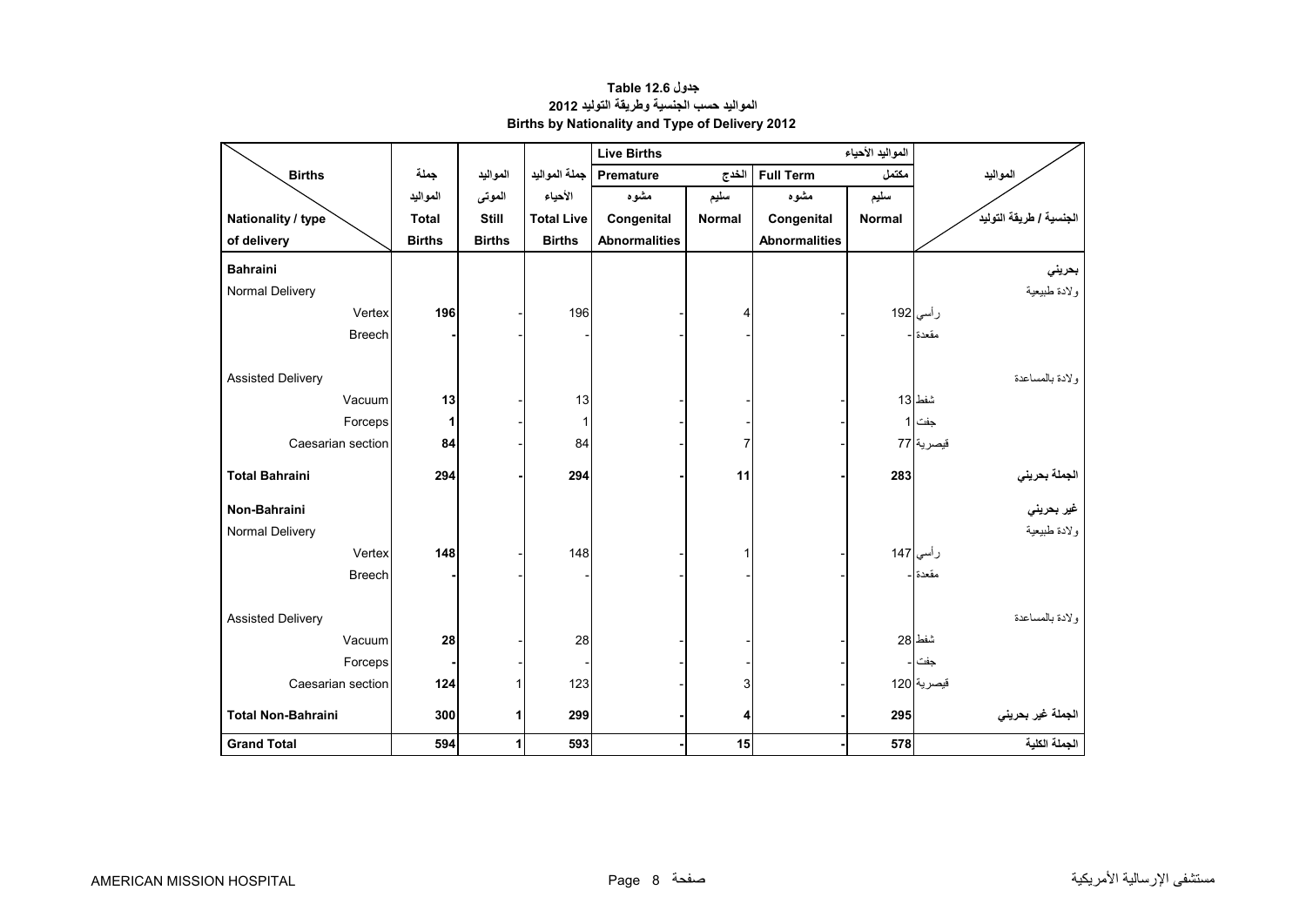# جدول Table 12.6

## المواليد حسب الجنسية وطريقة التوليد 2012

## Births by Nationality and Type of Delivery 2012

| Births / Nationality / type of delivery | جملة المواليد Total Births | المواليد الموتى Still Births | جملة المواليد الأحياء Total Live Births | Live Births المواليد الأحياء | | | | المواليد / الجنسية / طريقة التوليد |
|---|---|---|---|---|---|---|---|---|
| | | | | Premature الخدج | | Full Term مكتمل | | |
| | | | | مشوه Congenital Abnormalities | سليم Normal | مشوه Congenital Abnormalities | سليم Normal | |
| **Bahraini** | | | | | | | | **بحريني** |
| Normal Delivery | | | | | | | | ولادة طبيعية |
| Vertex | **196** | - | 196 | - | 4 | - | 192 | رأسي |
| Breech | **-** | - | - | - | - | - | - | مقعدة |
| Assisted Delivery | | | | | | | | ولادة بالمساعدة |
| Vacuum | **13** | - | 13 | - | - | - | 13 | شفط |
| Forceps | **1** | - | 1 | - | - | - | 1 | جفت |
| Caesarian section | **84** | - | 84 | - | 7 | - | 77 | قيصرية |
| **Total Bahraini** | **294** | **-** | **294** | **-** | **11** | **-** | **283** | **الجملة بحريني** |
| **Non-Bahraini** | | | | | | | | **غير بحريني** |
| Normal Delivery | | | | | | | | ولادة طبيعية |
| Vertex | **148** | - | 148 | - | 1 | - | 147 | رأسي |
| Breech | **-** | - | - | - | - | - | - | مقعدة |
| Assisted Delivery | | | | | | | | ولادة بالمساعدة |
| Vacuum | **28** | - | 28 | - | - | - | 28 | شفط |
| Forceps | **-** | - | - | - | - | - | - | جفت |
| Caesarian section | **124** | 1 | 123 | - | 3 | - | 120 | قيصرية |
| **Total Non-Bahraini** | **300** | **1** | **299** | **-** | **4** | **-** | **295** | **الجملة غير بحريني** |
| **Grand Total** | **594** | **1** | **593** | **-** | **15** | **-** | **578** | **الجملة الكلية** |

AMERICAN MISSION HOSPITAL

مستشفى الإرسالية الأمريكية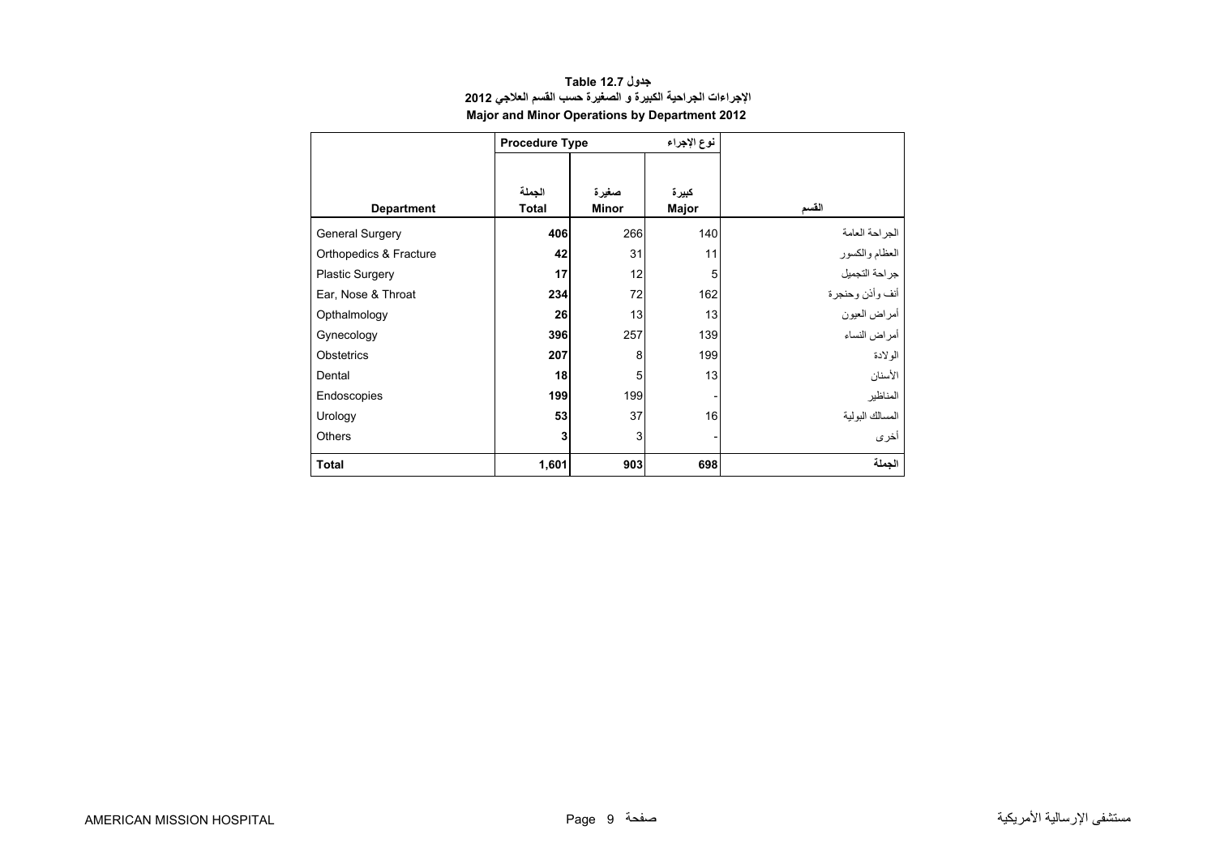**جدول 12.7 Table**

**الإجراءات الجراحية الكبيرة و الصغيرة حسب القسم العلاجي 2012**

**Major and Minor Operations by Department 2012**

| | Procedure Type نوع الإجراء | | | |
|---|---|---|---|---|
| **Department** | **الجملة Total** | **صغيرة Minor** | **كبيرة Major** | **القسم** |
| General Surgery | **406** | 266 | 140 | الجراحة العامة |
| Orthopedics & Fracture | **42** | 31 | 11 | العظام والكسور |
| Plastic Surgery | **17** | 12 | 5 | جراحة التجميل |
| Ear, Nose & Throat | **234** | 72 | 162 | أنف وأذن وحنجرة |
| Opthalmology | **26** | 13 | 13 | أمراض العيون |
| Gynecology | **396** | 257 | 139 | أمراض النساء |
| Obstetrics | **207** | 8 | 199 | الولادة |
| Dental | **18** | 5 | 13 | الأسنان |
| Endoscopies | **199** | 199 | - | المناظير |
| Urology | **53** | 37 | 16 | المسالك البولية |
| Others | **3** | 3 | - | أخرى |
| **Total** | **1,601** | **903** | **698** | **الجملة** |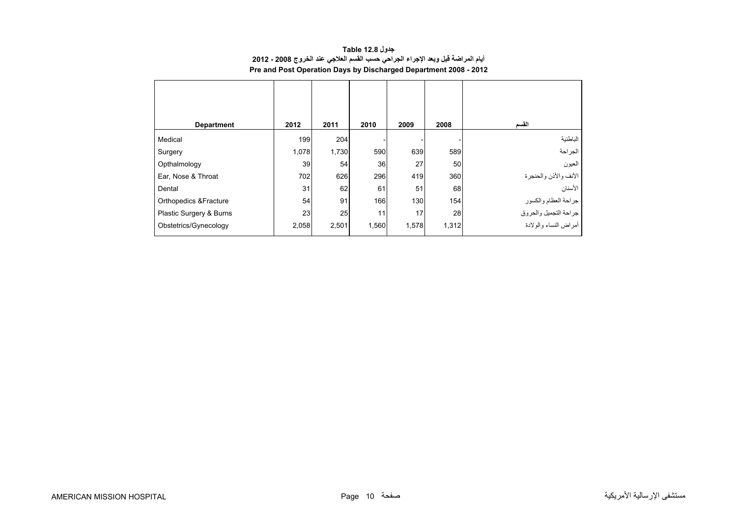**جدول 12.8 Table**

**أيام المراضة قبل وبعد الإجراء الجراحي حسب القسم العلاجي عند الخروج 2008 - 2012**

**Pre and Post Operation Days by Discharged Department 2008 - 2012**

| Department | 2012 | 2011 | 2010 | 2009 | 2008 | القسم |
|---|---|---|---|---|---|---|
| Medical | 199 | 204 | - | - | - | الباطنية |
| Surgery | 1,078 | 1,730 | 590 | 639 | 589 | الجراحة |
| Opthalmology | 39 | 54 | 36 | 27 | 50 | العيون |
| Ear, Nose & Throat | 702 | 626 | 296 | 419 | 360 | الأنف والأذن والحنجرة |
| Dental | 31 | 62 | 61 | 51 | 68 | الأسنان |
| Orthopedics &Fracture | 54 | 91 | 166 | 130 | 154 | جراحة العظام والكسور |
| Plastic Surgery & Burns | 23 | 25 | 11 | 17 | 28 | جراحة التجميل والحروق |
| Obstetrics/Gynecology | 2,058 | 2,501 | 1,560 | 1,578 | 1,312 | أمراض النساء والولادة |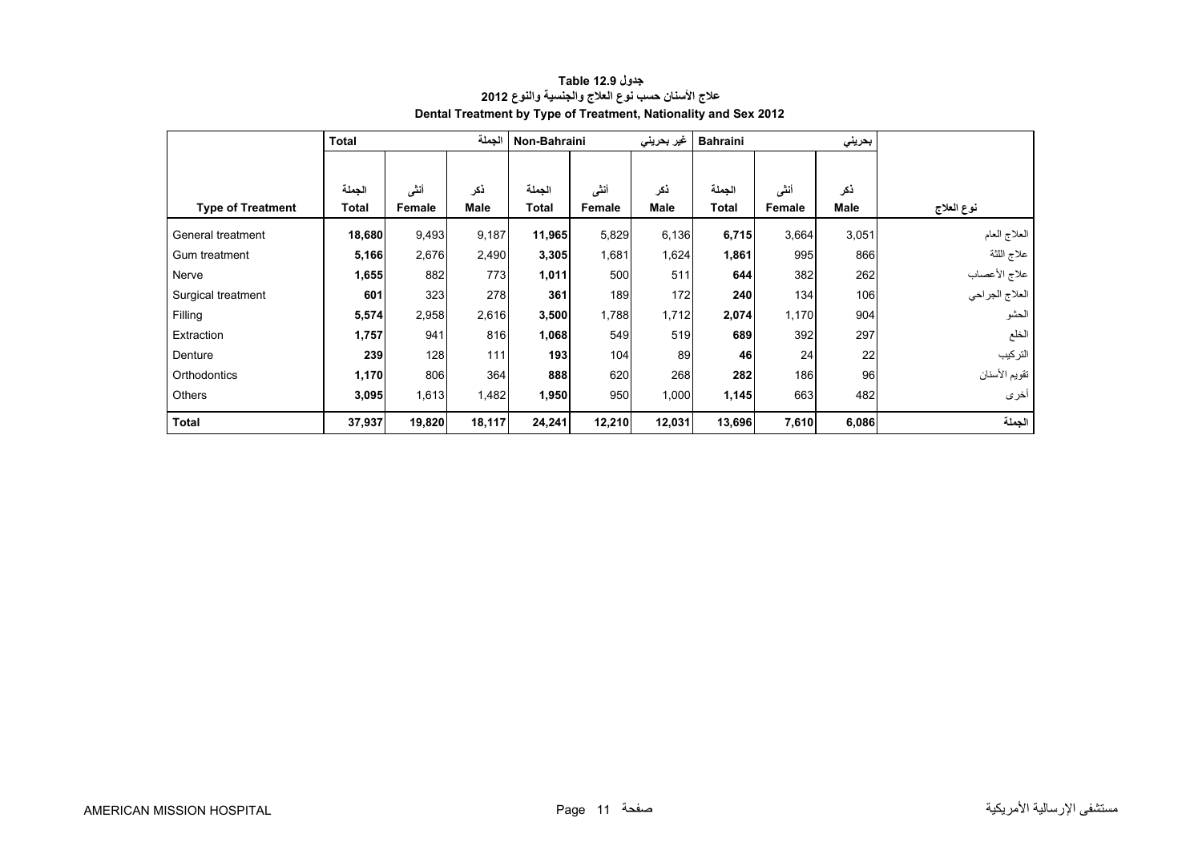**جدول 12.9 Table**

**علاج الأسنان حسب نوع العلاج والجنسية والنوع 2012**

**Dental Treatment by Type of Treatment, Nationality and Sex 2012**

| | Total | | الجملة | Non-Bahraini | | غير بحريني | Bahraini | | بحريني | |
|---|---|---|---|---|---|---|---|---|---|---|
| **Type of Treatment** | الجملة **Total** | أنثى **Female** | ذكر **Male** | الجملة **Total** | أنثى **Female** | ذكر **Male** | الجملة **Total** | أنثى **Female** | ذكر **Male** | **نوع العلاج** |
| General treatment | **18,680** | 9,493 | 9,187 | **11,965** | 5,829 | 6,136 | **6,715** | 3,664 | 3,051 | العلاج العام |
| Gum treatment | **5,166** | 2,676 | 2,490 | **3,305** | 1,681 | 1,624 | **1,861** | 995 | 866 | علاج اللثة |
| Nerve | **1,655** | 882 | 773 | **1,011** | 500 | 511 | **644** | 382 | 262 | علاج الأعصاب |
| Surgical treatment | **601** | 323 | 278 | **361** | 189 | 172 | **240** | 134 | 106 | العلاج الجراحي |
| Filling | **5,574** | 2,958 | 2,616 | **3,500** | 1,788 | 1,712 | **2,074** | 1,170 | 904 | الحشو |
| Extraction | **1,757** | 941 | 816 | **1,068** | 549 | 519 | **689** | 392 | 297 | الخلع |
| Denture | **239** | 128 | 111 | **193** | 104 | 89 | **46** | 24 | 22 | التركيب |
| Orthodontics | **1,170** | 806 | 364 | **888** | 620 | 268 | **282** | 186 | 96 | تقويم الأسنان |
| Others | **3,095** | 1,613 | 1,482 | **1,950** | 950 | 1,000 | **1,145** | 663 | 482 | أخرى |
| **Total** | **37,937** | **19,820** | **18,117** | **24,241** | **12,210** | **12,031** | **13,696** | **7,610** | **6,086** | **الجملة** |

AMERICAN MISSION HOSPITAL مستشفى الإرسالية الأمريكية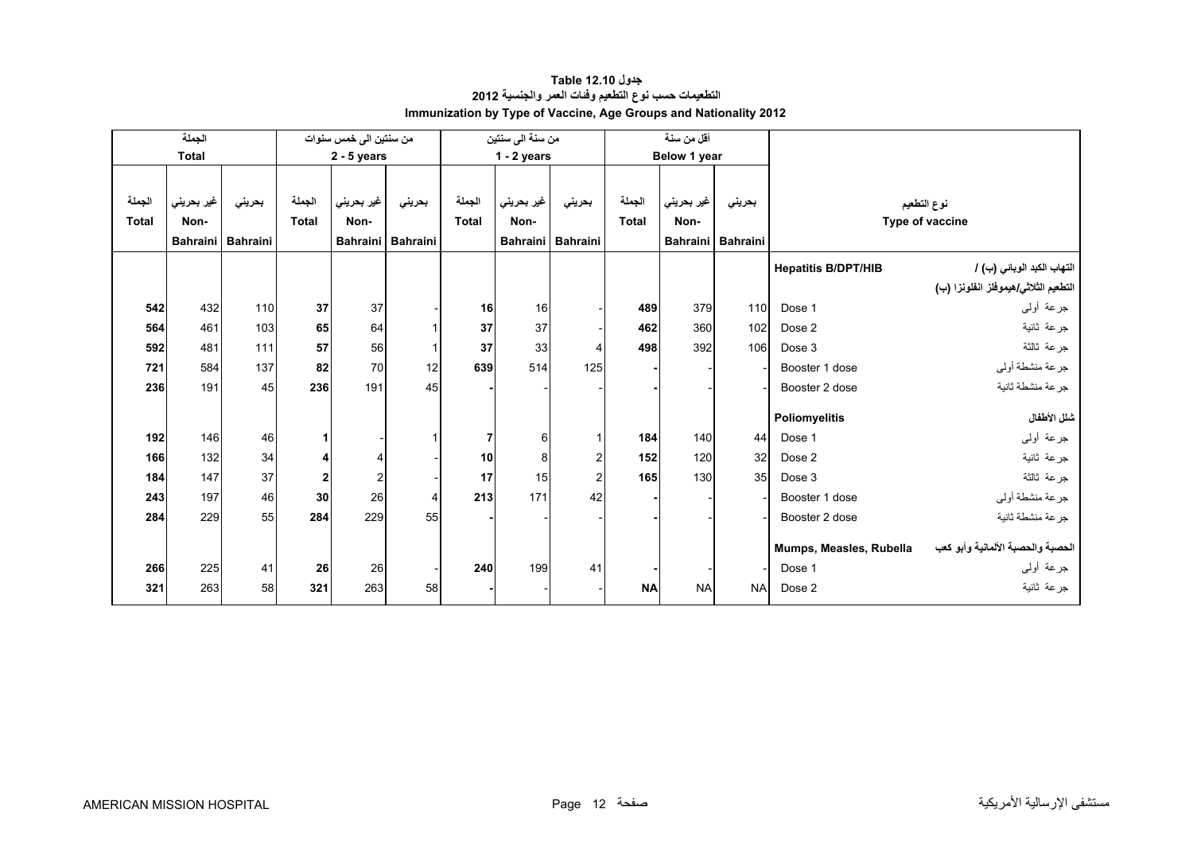# جدول 12.10 Table
## التطعيمات حسب نوع التطعيم وفئات العمر والجنسية 2012
## Immunization by Type of Vaccine, Age Groups and Nationality 2012

| الجملة Total | | | من سنتين الى خمس سنوات 2 - 5 years | | | من سنة الى سنتين 1 - 2 years | | | أقل من سنة Below 1 year | | | | |
|---|---|---|---|---|---|---|---|---|---|---|---|---|---|
| الجملة Total | غير بحريني Non-Bahraini | بحريني Bahraini | الجملة Total | غير بحريني Non-Bahraini | بحريني Bahraini | الجملة Total | غير بحريني Non-Bahraini | بحريني Bahraini | الجملة Total | غير بحريني Non-Bahraini | بحريني Bahraini | Type of vaccine | نوع التطعيم |
| | | | | | | | | | | | | **Hepatitis B/DPT/HIB** | **التهاب الكبد الوبائي (ب) / التطعيم الثلاثي/هيموفلز انفلونزا (ب)** |
| **542** | 432 | 110 | **37** | 37 | - | **16** | 16 | - | **489** | 379 | 110 | Dose 1 | جرعة أولى |
| **564** | 461 | 103 | **65** | 64 | 1 | **37** | 37 | - | **462** | 360 | 102 | Dose 2 | جرعة ثانية |
| **592** | 481 | 111 | **57** | 56 | 1 | **37** | 33 | 4 | **498** | 392 | 106 | Dose 3 | جرعة ثالثة |
| **721** | 584 | 137 | **82** | 70 | 12 | **639** | 514 | 125 | **-** | - | - | Booster 1 dose | جرعة منشطة أولى |
| **236** | 191 | 45 | **236** | 191 | 45 | **-** | - | - | **-** | - | - | Booster 2 dose | جرعة منشطة ثانية |
| | | | | | | | | | | | | **Poliomyelitis** | **شلل الأطفال** |
| **192** | 146 | 46 | **1** | - | 1 | **7** | 6 | 1 | **184** | 140 | 44 | Dose 1 | جرعة أولى |
| **166** | 132 | 34 | **4** | 4 | - | **10** | 8 | 2 | **152** | 120 | 32 | Dose 2 | جرعة ثانية |
| **184** | 147 | 37 | **2** | 2 | - | **17** | 15 | 2 | **165** | 130 | 35 | Dose 3 | جرعة ثالثة |
| **243** | 197 | 46 | **30** | 26 | 4 | **213** | 171 | 42 | **-** | - | - | Booster 1 dose | جرعة منشطة أولى |
| **284** | 229 | 55 | **284** | 229 | 55 | **-** | - | - | **-** | - | - | Booster 2 dose | جرعة منشطة ثانية |
| | | | | | | | | | | | | **Mumps, Measles, Rubella** | **الحصبة والحصبة الألمانية وأبو كعب** |
| **266** | 225 | 41 | **26** | 26 | - | **240** | 199 | 41 | **-** | - | - | Dose 1 | جرعة أولى |
| **321** | 263 | 58 | **321** | 263 | 58 | **-** | - | - | **NA** | NA | NA | Dose 2 | جرعة ثانية |

AMERICAN MISSION HOSPITAL — مستشفى الإرسالية الأمريكية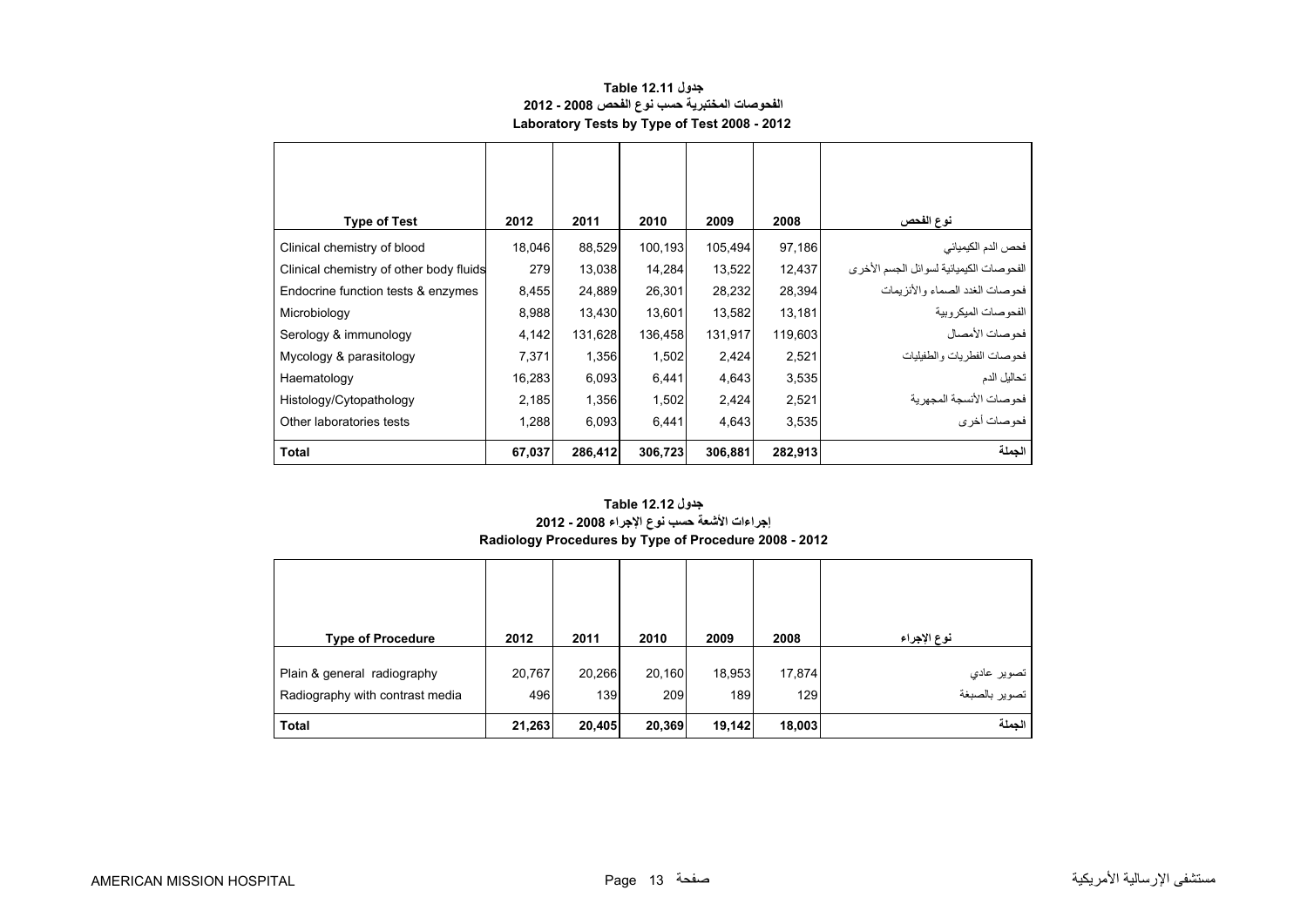**جدول Table 12.11**
**الفحوصات المختبرية حسب نوع الفحص 2008 - 2012**
**Laboratory Tests by Type of Test 2008 - 2012**

| Type of Test | 2012 | 2011 | 2010 | 2009 | 2008 | نوع الفحص |
|---|---|---|---|---|---|---|
| Clinical chemistry of blood | 18,046 | 88,529 | 100,193 | 105,494 | 97,186 | فحص الدم الكيميائي |
| Clinical chemistry of other body fluids | 279 | 13,038 | 14,284 | 13,522 | 12,437 | الفحوصات الكيميائية لسوائل الجسم الأخرى |
| Endocrine function tests & enzymes | 8,455 | 24,889 | 26,301 | 28,232 | 28,394 | فحوصات الغدد الصماء والأنزيمات |
| Microbiology | 8,988 | 13,430 | 13,601 | 13,582 | 13,181 | الفحوصات الميكروبية |
| Serology & immunology | 4,142 | 131,628 | 136,458 | 131,917 | 119,603 | فحوصات الأمصال |
| Mycology & parasitology | 7,371 | 1,356 | 1,502 | 2,424 | 2,521 | فحوصات الفطريات والطفيليات |
| Haematology | 16,283 | 6,093 | 6,441 | 4,643 | 3,535 | تحاليل الدم |
| Histology/Cytopathology | 2,185 | 1,356 | 1,502 | 2,424 | 2,521 | فحوصات الأنسجة المجهرية |
| Other laboratories tests | 1,288 | 6,093 | 6,441 | 4,643 | 3,535 | فحوصات أخرى |
| **Total** | **67,037** | **286,412** | **306,723** | **306,881** | **282,913** | **الجملة** |

**جدول Table 12.12**
**إجراءات الأشعة حسب نوع الإجراء 2008 - 2012**
**Radiology Procedures by Type of Procedure 2008 - 2012**

| Type of Procedure | 2012 | 2011 | 2010 | 2009 | 2008 | نوع الإجراء |
|---|---|---|---|---|---|---|
| Plain & general radiography | 20,767 | 20,266 | 20,160 | 18,953 | 17,874 | تصوير عادي |
| Radiography with contrast media | 496 | 139 | 209 | 189 | 129 | تصوير بالصبغة |
| **Total** | **21,263** | **20,405** | **20,369** | **19,142** | **18,003** | **الجملة** |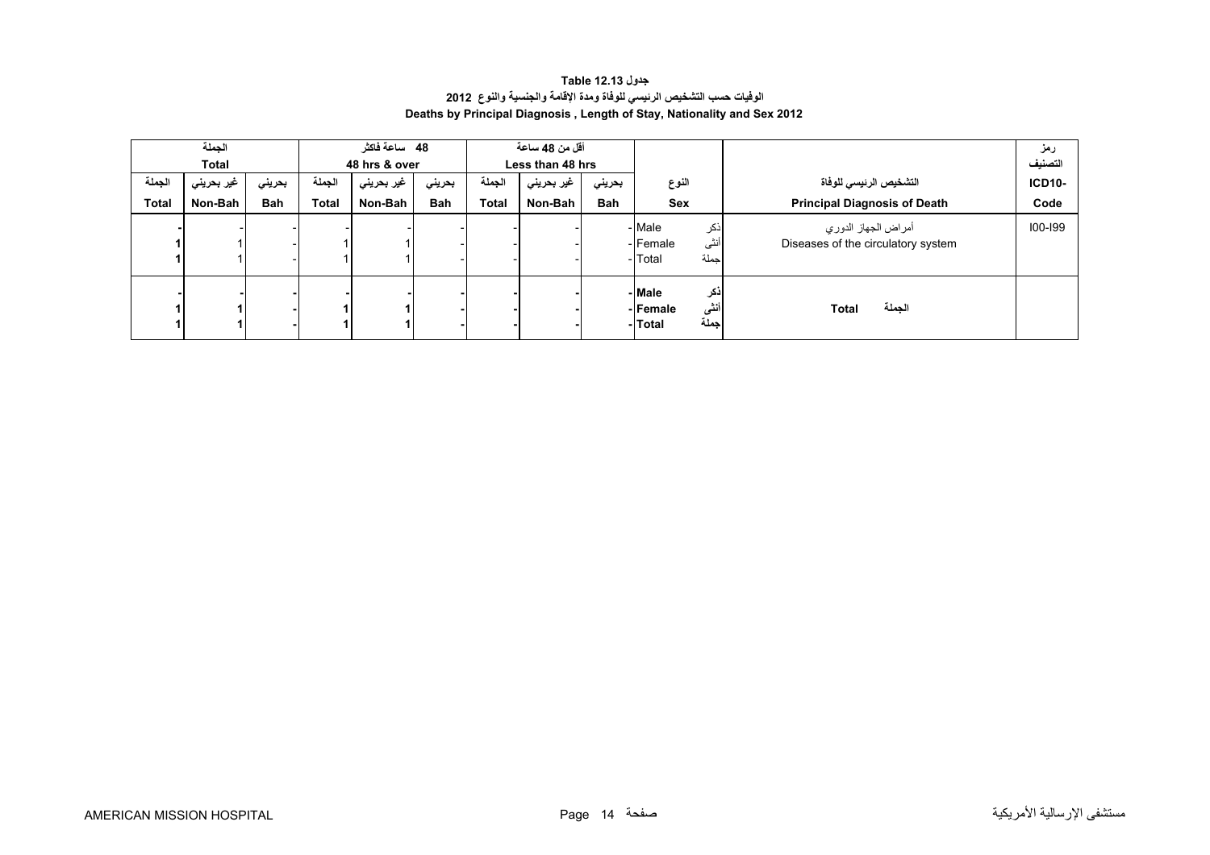**جدول 12.13 Table**

**الوفيات حسب التشخيص الرئيسي للوفاة ومدة الإقامة والجنسية والنوع 2012**

**Deaths by Principal Diagnosis , Length of Stay, Nationality and Sex 2012**

| الجملة Total | | | 48 ساعة فاكثر 48 hrs & over | | | أقل من 48 ساعة Less than 48 hrs | | | | | رمز التصنيف |
|---|---|---|---|---|---|---|---|---|---|---|---|
| الجملة Total | غير بحريني Non-Bah | بحريني Bah | الجملة Total | غير بحريني Non-Bah | بحريني Bah | الجملة Total | غير بحريني Non-Bah | بحريني Bah | النوع Sex | التشخيص الرئيسي للوفاة Principal Diagnosis of Death | ICD10- Code |
| - | - | - | - | - | - | - | - | - | Male ذكر | أمراض الجهاز الدوري Diseases of the circulatory system | I00-I99 |
| 1 | 1 | - | 1 | 1 | - | - | - | - | Female أنثى | | |
| 1 | 1 | - | 1 | 1 | - | - | - | - | Total جملة | | |
| **-** | **-** | **-** | **-** | **-** | **-** | **-** | **-** | **-** | **Male ذكر** | **Total الجملة** | |
| **1** | **1** | **-** | **1** | **1** | **-** | **-** | **-** | **-** | **Female أنثى** | | |
| **1** | **1** | **-** | **1** | **1** | **-** | **-** | **-** | **-** | **Total جملة** | | |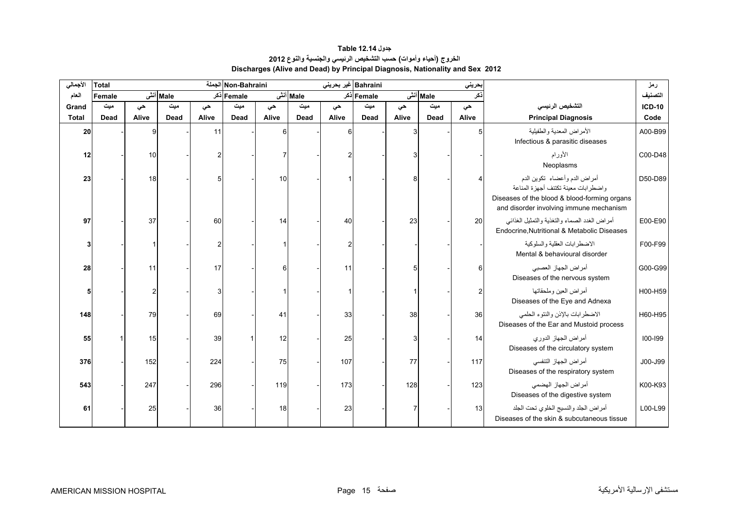# جدول 12.14 Table

## الخروج (أحياء وأموات) حسب التشخيص الرئيسي والجنسية والنوع 2012

## Discharges (Alive and Dead) by Principal Diagnosis, Nationality and Sex 2012

| الأجمالي العام | Total الجملة | | | | Non-Bahraini غير بحريني | | | | Bahraini بحريني | | | | | رمز التصنيف |
|---|---|---|---|---|---|---|---|---|---|---|---|---|---|---|
| | Female أنثى | | Male ذكر | | Female أنثى | | Male ذكر | | Female أنثى | | Male ذكر | | | |
| Grand Total | ميت Dead | حي Alive | ميت Dead | حي Alive | ميت Dead | حي Alive | ميت Dead | حي Alive | ميت Dead | حي Alive | ميت Dead | حي Alive | التشخيص الرئيسي Principal Diagnosis | ICD-10 Code |
| 20 | - | 9 | - | 11 | - | 6 | - | 6 | - | 3 | - | 5 | الأمراض المعدية والطفيلية Infectious & parasitic diseases | A00-B99 |
| 12 | - | 10 | - | 2 | - | 7 | - | 2 | - | 3 | - | - | الأورام Neoplasms | C00-D48 |
| 23 | - | 18 | - | 5 | - | 10 | - | 1 | - | 8 | - | 4 | أمراض الدم وأعضاء تكوين الدم واضطرابات معينة تكتنف أجهزة المناعة Diseases of the blood & blood-forming organs and disorder involving immune mechanism | D50-D89 |
| 97 | - | 37 | - | 60 | - | 14 | - | 40 | - | 23 | - | 20 | أمراض الغدد الصماء والتغذية والتمثيل الغذائي Endocrine,Nutritional & Metabolic Diseases | E00-E90 |
| 3 | - | 1 | - | 2 | - | 1 | - | 2 | - | - | - | - | الاضطرابات العقلية والسلوكية Mental & behavioural disorder | F00-F99 |
| 28 | - | 11 | - | 17 | - | 6 | - | 11 | - | 5 | - | 6 | أمراض الجهاز العصبي Diseases of the nervous system | G00-G99 |
| 5 | - | 2 | - | 3 | - | 1 | - | 1 | - | 1 | - | 2 | أمراض العين وملحقاتها Diseases of the Eye and Adnexa | H00-H59 |
| 148 | - | 79 | - | 69 | - | 41 | - | 33 | - | 38 | - | 36 | الاضطرابات بالإذن والنتوء الحلمي Diseases of the Ear and Mustoid process | H60-H95 |
| 55 | 1 | 15 | - | 39 | 1 | 12 | - | 25 | - | 3 | - | 14 | أمراض الجهاز الدوري Diseases of the circulatory system | I00-I99 |
| 376 | - | 152 | - | 224 | - | 75 | - | 107 | - | 77 | - | 117 | أمراض الجهاز التنفسي Diseases of the respiratory system | J00-J99 |
| 543 | - | 247 | - | 296 | - | 119 | - | 173 | - | 128 | - | 123 | أمراض الجهاز الهضمي Diseases of the digestive system | K00-K93 |
| 61 | - | 25 | - | 36 | - | 18 | - | 23 | - | 7 | - | 13 | أمراض الجلد والنسيج الخلوي تحت الجلد Diseases of the skin & subcutaneous tissue | L00-L99 |

AMERICAN MISSION HOSPITAL مستشفى الإرسالية الأمريكية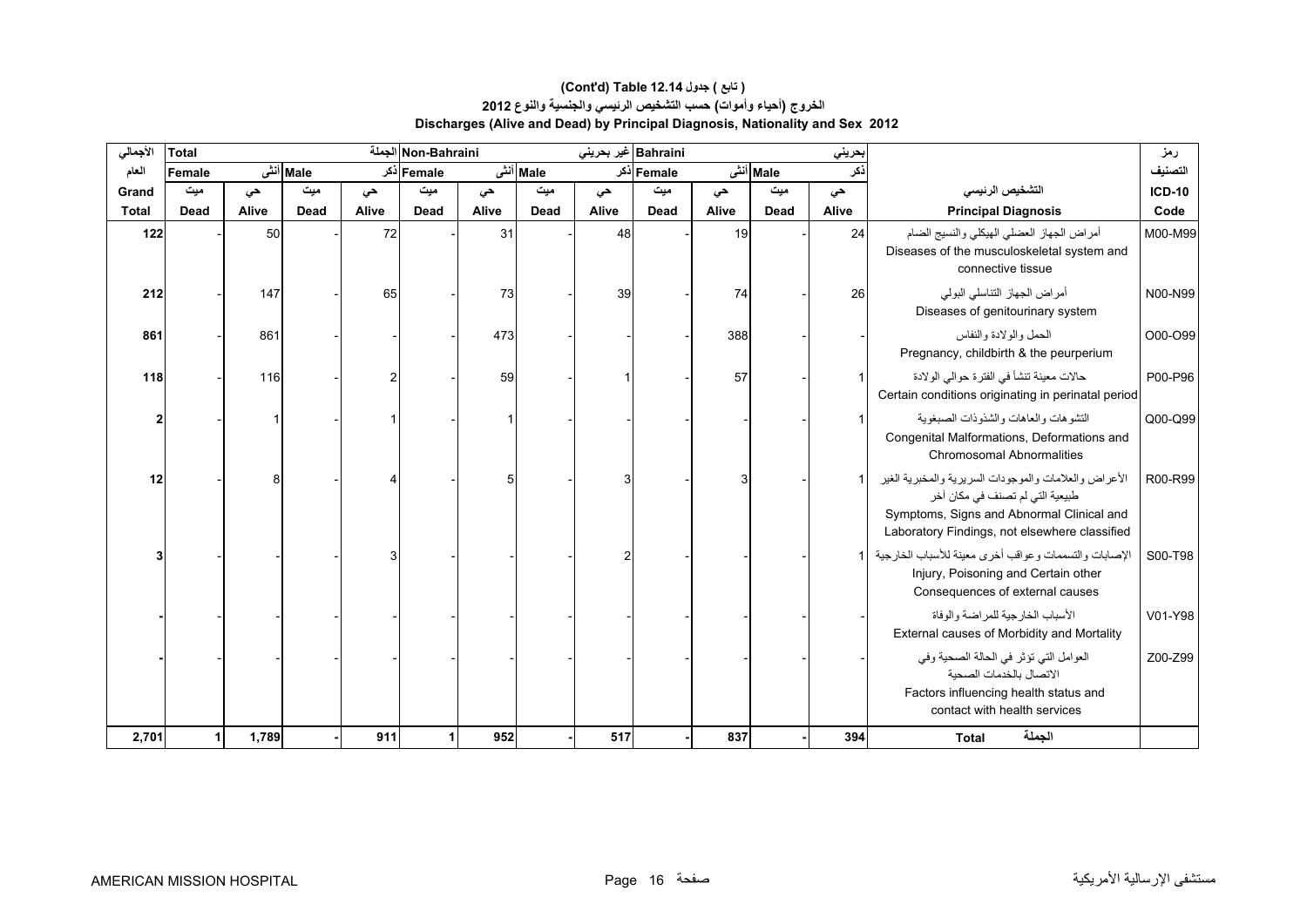**(تابع ) جدول 12.14 (Cont'd) Table**

**الخروج (أحياء وأموات) حسب التشخيص الرئيسي والجنسية والنوع 2012**

**Discharges (Alive and Dead) by Principal Diagnosis, Nationality and Sex 2012**

| الأجمالي العام | Total الجملة | | | | Non-Bahraini غير بحريني | | | | Bahraini بحريني | | | | | رمز التصنيف |
|---|---|---|---|---|---|---|---|---|---|---|---|---|---|---|
| | Female أنثى | | Male ذكر | | Female أنثى | | Male ذكر | | Female أنثى | | Male ذكر | | | |
| Grand Total | ميت Dead | حي Alive | ميت Dead | حي Alive | ميت Dead | حي Alive | ميت Dead | حي Alive | ميت Dead | حي Alive | ميت Dead | حي Alive | التشخيص الرئيسي Principal Diagnosis | ICD-10 Code |
| 122 | - | 50 | - | 72 | - | 31 | - | 48 | - | 19 | - | 24 | أمراض الجهاز العضلي الهيكلي والنسيج الضام Diseases of the musculoskeletal system and connective tissue | M00-M99 |
| 212 | - | 147 | - | 65 | - | 73 | - | 39 | - | 74 | - | 26 | أمراض الجهاز التناسلي البولي Diseases of genitourinary system | N00-N99 |
| 861 | - | 861 | - | - | - | 473 | - | - | - | 388 | - | - | الحمل والولادة والنفاس Pregnancy, childbirth & the peurperium | O00-O99 |
| 118 | - | 116 | - | 2 | - | 59 | - | 1 | - | 57 | - | 1 | حالات معينة تنشأ في الفترة حوالي الولادة Certain conditions originating in perinatal period | P00-P96 |
| 2 | - | 1 | - | 1 | - | 1 | - | - | - | - | - | 1 | التشوهات والعاهات والشذوذات الصبغوية Congenital Malformations, Deformations and Chromosomal Abnormalities | Q00-Q99 |
| 12 | - | 8 | - | 4 | - | 5 | - | 3 | - | 3 | - | 1 | الأعراض والعلامات والموجودات السريرية والمخبرية الغير طبيعية التي لم تصنف في مكان آخر Symptoms, Signs and Abnormal Clinical and Laboratory Findings, not elsewhere classified | R00-R99 |
| 3 | - | - | - | 3 | - | - | - | 2 | - | - | - | 1 | الإصابات والتسممات وعواقب أخرى معينة للأسباب الخارجية Injury, Poisoning and Certain other Consequences of external causes | S00-T98 |
| - | - | - | - | - | - | - | - | - | - | - | - | - | الأسباب الخارجية للمراضة والوفاة External causes of Morbidity and Mortality | V01-Y98 |
| - | - | - | - | - | - | - | - | - | - | - | - | - | العوامل التي تؤثر في الحالة الصحية وفي الاتصال بالخدمات الصحية Factors influencing health status and contact with health services | Z00-Z99 |
| 2,701 | 1 | 1,789 | - | 911 | 1 | 952 | - | 517 | - | 837 | - | 394 | Total الجملة | |